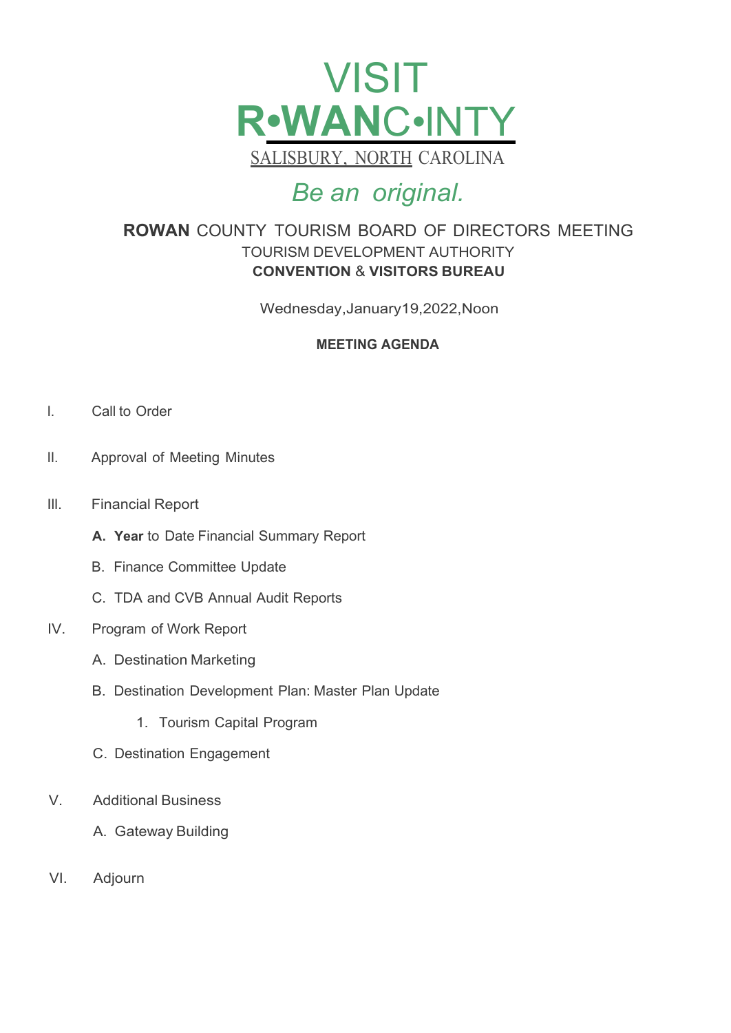# VISIT
# R•WANC•INTY

SALISBURY, NORTH CAROLINA

*Be an original.*

## ROWAN COUNTY TOURISM BOARD OF DIRECTORS MEETING

TOURISM DEVELOPMENT AUTHORITY

**CONVENTION & VISITORS BUREAU**

Wednesday,January19,2022,Noon

**MEETING AGENDA**

I. Call to Order

II. Approval of Meeting Minutes

III. Financial Report

  A. **Year** to Date Financial Summary Report

  B. Finance Committee Update

  C. TDA and CVB Annual Audit Reports

IV. Program of Work Report

  A. Destination Marketing

  B. Destination Development Plan: Master Plan Update

    1. Tourism Capital Program

  C. Destination Engagement

V. Additional Business

  A. Gateway Building

VI. Adjourn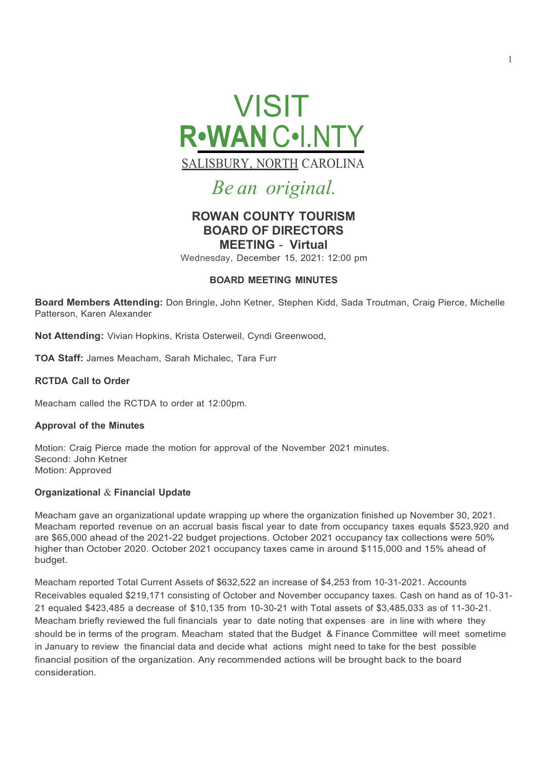# VISIT R•WAN C•I.NTY

SALISBURY, NORTH CAROLINA

*Be an original.*

## ROWAN COUNTY TOURISM BOARD OF DIRECTORS MEETING - Virtual

Wednesday, December 15, 2021: 12:00 pm

### BOARD MEETING MINUTES

**Board Members Attending:** Don Bringle, John Ketner, Stephen Kidd, Sada Troutman, Craig Pierce, Michelle Patterson, Karen Alexander

**Not Attending:** Vivian Hopkins, Krista Osterweil, Cyndi Greenwood,

**TOA Staff:** James Meacham, Sarah Michalec, Tara Furr

**RCTDA Call to Order**

Meacham called the RCTDA to order at 12:00pm.

**Approval of the Minutes**

Motion: Craig Pierce made the motion for approval of the November 2021 minutes.
Second: John Ketner
Motion: Approved

**Organizational & Financial Update**

Meacham gave an organizational update wrapping up where the organization finished up November 30, 2021. Meacham reported revenue on an accrual basis fiscal year to date from occupancy taxes equals $523,920 and are $65,000 ahead of the 2021-22 budget projections. October 2021 occupancy tax collections were 50% higher than October 2020. October 2021 occupancy taxes came in around $115,000 and 15% ahead of budget.

Meacham reported Total Current Assets of $632,522 an increase of $4,253 from 10-31-2021. Accounts Receivables equaled $219,171 consisting of October and November occupancy taxes. Cash on hand as of 10-31-21 equaled $423,485 a decrease of $10,135 from 10-30-21 with Total assets of $3,485,033 as of 11-30-21. Meacham briefly reviewed the full financials year to date noting that expenses are in line with where they should be in terms of the program. Meacham stated that the Budget & Finance Committee will meet sometime in January to review the financial data and decide what actions might need to take for the best possible financial position of the organization. Any recommended actions will be brought back to the board consideration.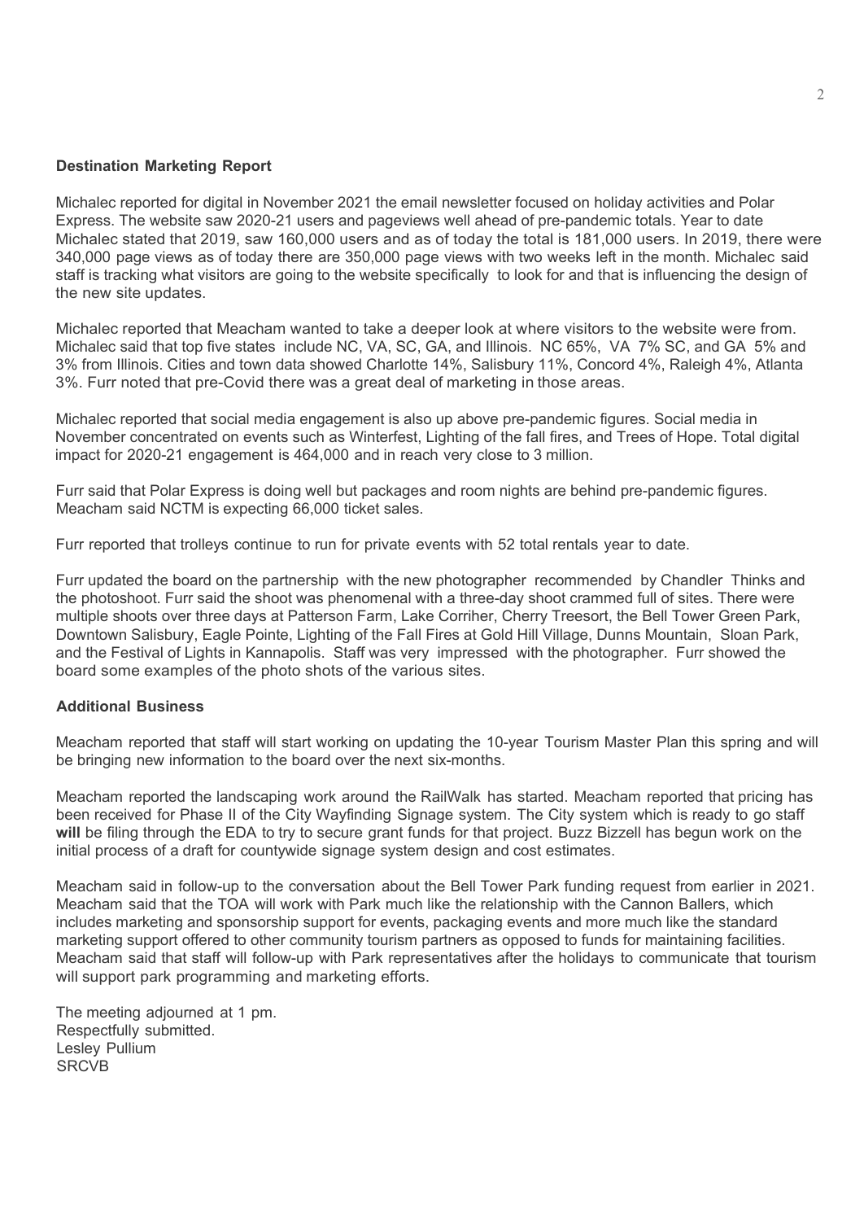**Destination Marketing Report**

Michalec reported for digital in November 2021 the email newsletter focused on holiday activities and Polar Express. The website saw 2020-21 users and pageviews well ahead of pre-pandemic totals. Year to date Michalec stated that 2019, saw 160,000 users and as of today the total is 181,000 users. In 2019, there were 340,000 page views as of today there are 350,000 page views with two weeks left in the month. Michalec said staff is tracking what visitors are going to the website specifically to look for and that is influencing the design of the new site updates.

Michalec reported that Meacham wanted to take a deeper look at where visitors to the website were from. Michalec said that top five states include NC, VA, SC, GA, and Illinois. NC 65%, VA 7% SC, and GA 5% and 3% from Illinois. Cities and town data showed Charlotte 14%, Salisbury 11%, Concord 4%, Raleigh 4%, Atlanta 3%. Furr noted that pre-Covid there was a great deal of marketing in those areas.

Michalec reported that social media engagement is also up above pre-pandemic figures. Social media in November concentrated on events such as Winterfest, Lighting of the fall fires, and Trees of Hope. Total digital impact for 2020-21 engagement is 464,000 and in reach very close to 3 million.

Furr said that Polar Express is doing well but packages and room nights are behind pre-pandemic figures. Meacham said NCTM is expecting 66,000 ticket sales.

Furr reported that trolleys continue to run for private events with 52 total rentals year to date.

Furr updated the board on the partnership with the new photographer recommended by Chandler Thinks and the photoshoot. Furr said the shoot was phenomenal with a three-day shoot crammed full of sites. There were multiple shoots over three days at Patterson Farm, Lake Corriher, Cherry Treesort, the Bell Tower Green Park, Downtown Salisbury, Eagle Pointe, Lighting of the Fall Fires at Gold Hill Village, Dunns Mountain, Sloan Park, and the Festival of Lights in Kannapolis. Staff was very impressed with the photographer. Furr showed the board some examples of the photo shots of the various sites.

**Additional Business**

Meacham reported that staff will start working on updating the 10-year Tourism Master Plan this spring and will be bringing new information to the board over the next six-months.

Meacham reported the landscaping work around the RailWalk has started. Meacham reported that pricing has been received for Phase II of the City Wayfinding Signage system. The City system which is ready to go staff **will** be filing through the EDA to try to secure grant funds for that project. Buzz Bizzell has begun work on the initial process of a draft for countywide signage system design and cost estimates.

Meacham said in follow-up to the conversation about the Bell Tower Park funding request from earlier in 2021. Meacham said that the TOA will work with Park much like the relationship with the Cannon Ballers, which includes marketing and sponsorship support for events, packaging events and more much like the standard marketing support offered to other community tourism partners as opposed to funds for maintaining facilities. Meacham said that staff will follow-up with Park representatives after the holidays to communicate that tourism will support park programming and marketing efforts.

The meeting adjourned at 1 pm.
Respectfully submitted.
Lesley Pullium
SRCVB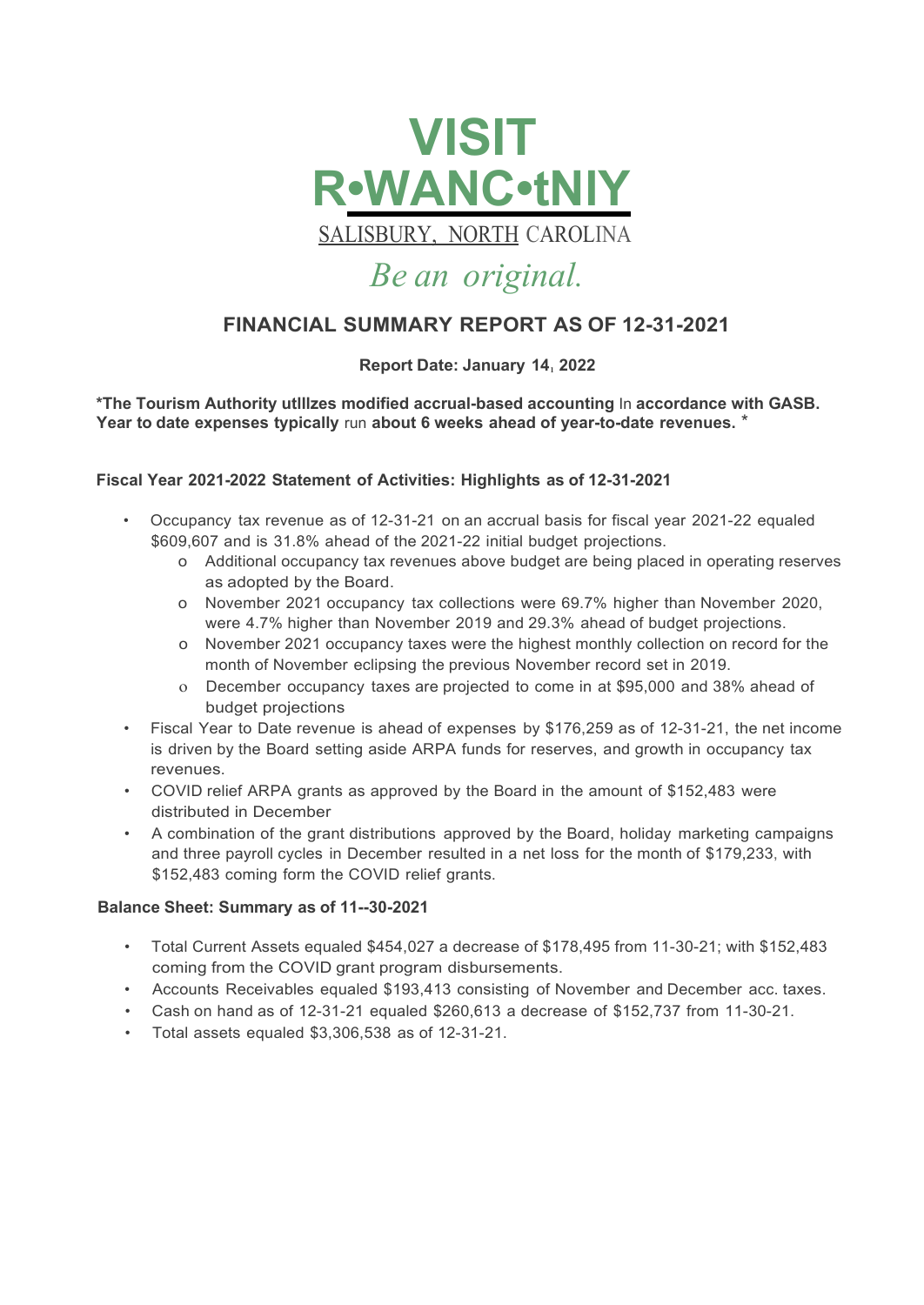# VISIT R•WANC•tNIY

SALISBURY, NORTH CAROLINA

*Be an original.*

## FINANCIAL SUMMARY REPORT AS OF 12-31-2021

**Report Date: January 14, 2022**

**\*The Tourism Authority utlllzes modified accrual-based accounting In accordance with GASB. Year to date expenses typically run about 6 weeks ahead of year-to-date revenues. \***

### Fiscal Year 2021-2022 Statement of Activities: Highlights as of 12-31-2021

- Occupancy tax revenue as of 12-31-21 on an accrual basis for fiscal year 2021-22 equaled $609,607 and is 31.8% ahead of the 2021-22 initial budget projections.
  - Additional occupancy tax revenues above budget are being placed in operating reserves as adopted by the Board.
  - November 2021 occupancy tax collections were 69.7% higher than November 2020, were 4.7% higher than November 2019 and 29.3% ahead of budget projections.
  - November 2021 occupancy taxes were the highest monthly collection on record for the month of November eclipsing the previous November record set in 2019.
  - December occupancy taxes are projected to come in at $95,000 and 38% ahead of budget projections
- Fiscal Year to Date revenue is ahead of expenses by $176,259 as of 12-31-21, the net income is driven by the Board setting aside ARPA funds for reserves, and growth in occupancy tax revenues.
- COVID relief ARPA grants as approved by the Board in the amount of $152,483 were distributed in December
- A combination of the grant distributions approved by the Board, holiday marketing campaigns and three payroll cycles in December resulted in a net loss for the month of $179,233, with $152,483 coming form the COVID relief grants.

### Balance Sheet: Summary as of 11--30-2021

- Total Current Assets equaled $454,027 a decrease of $178,495 from 11-30-21; with $152,483 coming from the COVID grant program disbursements.
- Accounts Receivables equaled $193,413 consisting of November and December acc. taxes.
- Cash on hand as of 12-31-21 equaled $260,613 a decrease of $152,737 from 11-30-21.
- Total assets equaled $3,306,538 as of 12-31-21.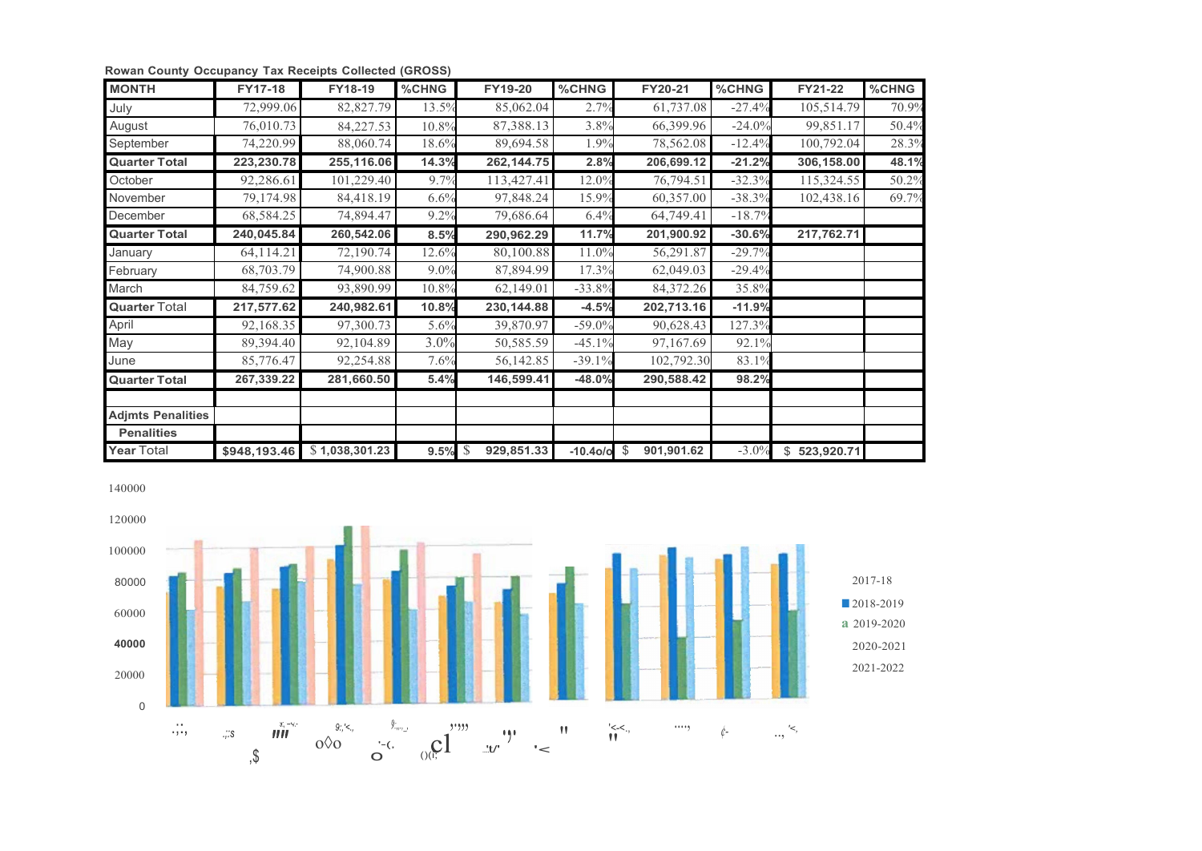**Rowan County Occupancy Tax Receipts Collected (GROSS)**

| MONTH | FY17-18 | FY18-19 | %CHNG | FY19-20 | %CHNG | FY20-21 | %CHNG | FY21-22 | %CHNG |
|---|---|---|---|---|---|---|---|---|---|
| July | 72,999.06 | 82,827.79 | 13.5% | 85,062.04 | 2.7% | 61,737.08 | -27.4% | 105,514.79 | 70.9% |
| August | 76,010.73 | 84,227.53 | 10.8% | 87,388.13 | 3.8% | 66,399.96 | -24.0% | 99,851.17 | 50.4% |
| September | 74,220.99 | 88,060.74 | 18.6% | 89,694.58 | 1.9% | 78,562.08 | -12.4% | 100,792.04 | 28.3% |
| **Quarter Total** | **223,230.78** | **255,116.06** | **14.3%** | **262,144.75** | **2.8%** | **206,699.12** | **-21.2%** | **306,158.00** | **48.1%** |
| October | 92,286.61 | 101,229.40 | 9.7% | 113,427.41 | 12.0% | 76,794.51 | -32.3% | 115,324.55 | 50.2% |
| November | 79,174.98 | 84,418.19 | 6.6% | 97,848.24 | 15.9% | 60,357.00 | -38.3% | 102,438.16 | 69.7% |
| December | 68,584.25 | 74,894.47 | 9.2% | 79,686.64 | 6.4% | 64,749.41 | -18.7% | | |
| **Quarter Total** | **240,045.84** | **260,542.06** | **8.5%** | **290,962.29** | **11.7%** | **201,900.92** | **-30.6%** | **217,762.71** | |
| January | 64,114.21 | 72,190.74 | 12.6% | 80,100.88 | 11.0% | 56,291.87 | -29.7% | | |
| February | 68,703.79 | 74,900.88 | 9.0% | 87,894.99 | 17.3% | 62,049.03 | -29.4% | | |
| March | 84,759.62 | 93,890.99 | 10.8% | 62,149.01 | -33.8% | 84,372.26 | 35.8% | | |
| **Quarter Total** | **217,577.62** | **240,982.61** | **10.8%** | **230,144.88** | **-4.5%** | **202,713.16** | **-11.9%** | | |
| April | 92,168.35 | 97,300.73 | 5.6% | 39,870.97 | -59.0% | 90,628.43 | 127.3% | | |
| May | 89,394.40 | 92,104.89 | 3.0% | 50,585.59 | -45.1% | 97,167.69 | 92.1% | | |
| June | 85,776.47 | 92,254.88 | 7.6% | 56,142.85 | -39.1% | 102,792.30 | 83.1% | | |
| **Quarter Total** | **267,339.22** | **281,660.50** | **5.4%** | **146,599.41** | **-48.0%** | **290,588.42** | **98.2%** | | |
| | | | | | | | | | |
| **Adjmts Penalities** | | | | | | | | | |
| **Penalities** | | | | | | | | | |
| **Year Total** | **$948,193.46** | **$ 1,038,301.23** | **9.5%** | **$ 929,851.33** | **-10.4%** | **$ 901,901.62** | -3.0% | **$ 523,920.71** | |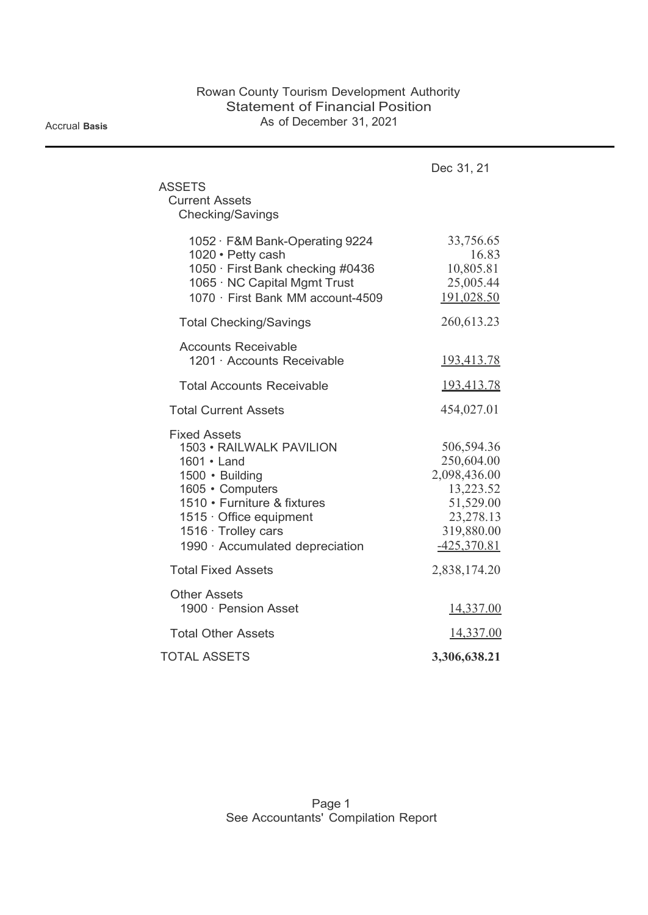# Rowan County Tourism Development Authority

## Statement of Financial Position

As of December 31, 2021

Accrual **Basis**

| | Dec 31, 21 |
|---|---|
| ASSETS | |
| Current Assets | |
| Checking/Savings | |
| 1052 · F&M Bank-Operating 9224 | 33,756.65 |
| 1020 • Petty cash | 16.83 |
| 1050 · First Bank checking #0436 | 10,805.81 |
| 1065 · NC Capital Mgmt Trust | 25,005.44 |
| 1070 · First Bank MM account-4509 | 191,028.50 |
| Total Checking/Savings | 260,613.23 |
| Accounts Receivable | |
| 1201 · Accounts Receivable | 193,413.78 |
| Total Accounts Receivable | 193,413.78 |
| Total Current Assets | 454,027.01 |
| Fixed Assets | |
| 1503 • RAILWALK PAVILION | 506,594.36 |
| 1601 • Land | 250,604.00 |
| 1500 • Building | 2,098,436.00 |
| 1605 • Computers | 13,223.52 |
| 1510 • Furniture & fixtures | 51,529.00 |
| 1515 · Office equipment | 23,278.13 |
| 1516 · Trolley cars | 319,880.00 |
| 1990 · Accumulated depreciation | -425,370.81 |
| Total Fixed Assets | 2,838,174.20 |
| Other Assets | |
| 1900 · Pension Asset | 14,337.00 |
| Total Other Assets | 14,337.00 |
| TOTAL ASSETS | **3,306,638.21** |

See Accountants' Compilation Report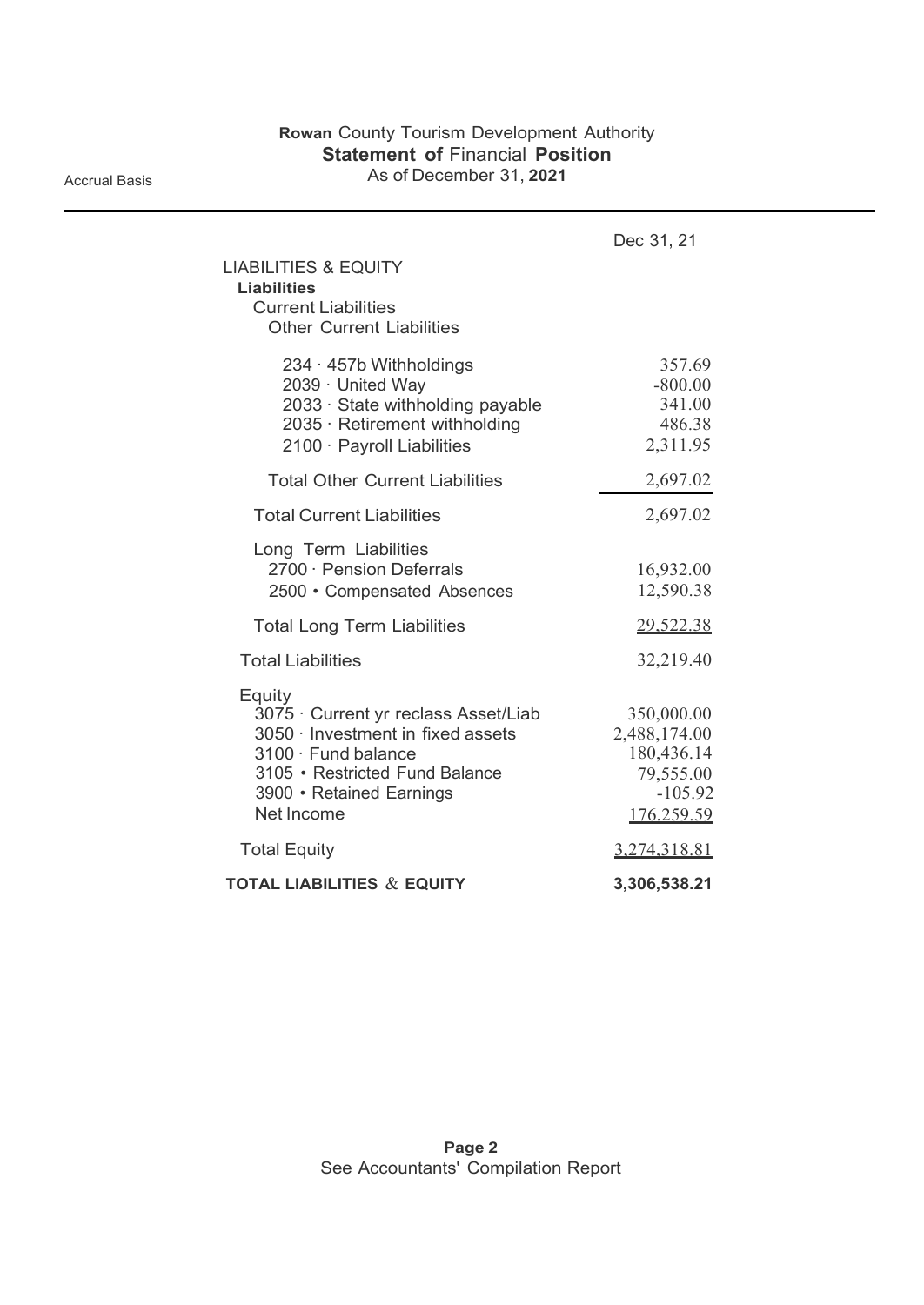# Rowan County Tourism Development Authority
## Statement of Financial Position
### As of December 31, 2021

Accrual Basis

| | Dec 31, 21 |
|---|---|
| **LIABILITIES & EQUITY** | |
| **Liabilities** | |
| Current Liabilities | |
| Other Current Liabilities | |
| 234 · 457b Withholdings | 357.69 |
| 2039 · United Way | -800.00 |
| 2033 · State withholding payable | 341.00 |
| 2035 · Retirement withholding | 486.38 |
| 2100 · Payroll Liabilities | 2,311.95 |
| Total Other Current Liabilities | 2,697.02 |
| Total Current Liabilities | 2,697.02 |
| Long Term Liabilities | |
| 2700 · Pension Deferrals | 16,932.00 |
| 2500 • Compensated Absences | 12,590.38 |
| Total Long Term Liabilities | 29,522.38 |
| Total Liabilities | 32,219.40 |
| Equity | |
| 3075 · Current yr reclass Asset/Liab | 350,000.00 |
| 3050 · Investment in fixed assets | 2,488,174.00 |
| 3100 · Fund balance | 180,436.14 |
| 3105 • Restricted Fund Balance | 79,555.00 |
| 3900 • Retained Earnings | -105.92 |
| Net Income | 176,259.59 |
| Total Equity | 3,274,318.81 |
| **TOTAL LIABILITIES & EQUITY** | **3,306,538.21** |

See Accountants' Compilation Report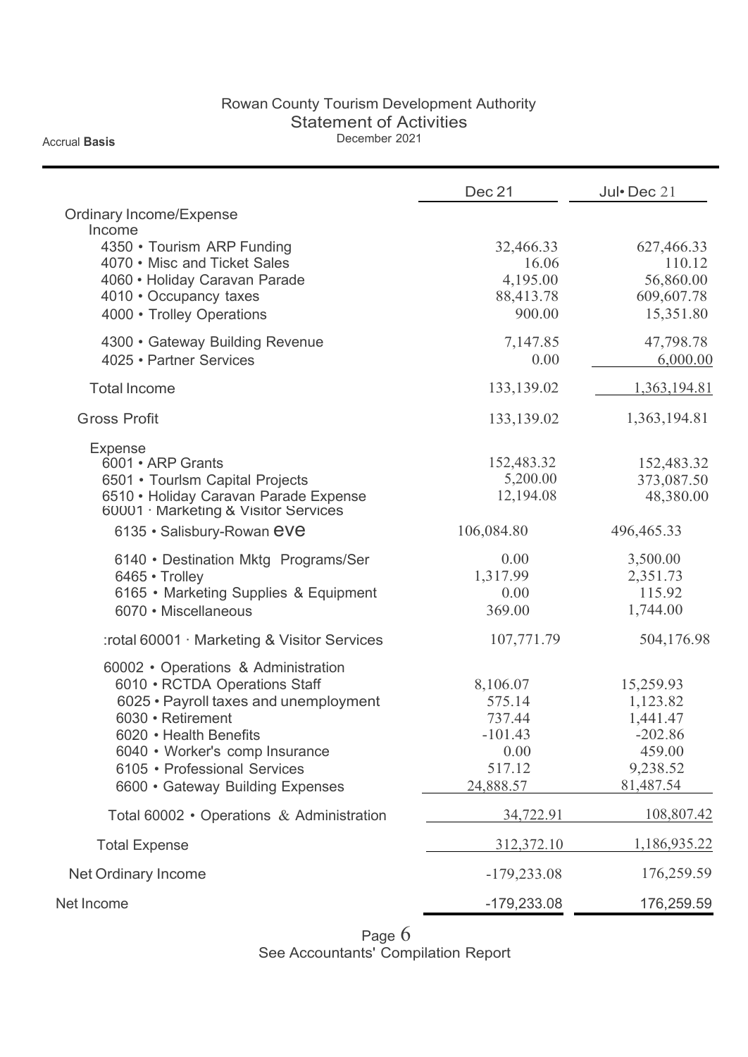# Rowan County Tourism Development Authority
## Statement of Activities
December 2021

Accrual **Basis**

| | Dec 21 | Jul• Dec 21 |
|---|---|---|
| Ordinary Income/Expense | | |
| Income | | |
| 4350 • Tourism ARP Funding | 32,466.33 | 627,466.33 |
| 4070 • Misc and Ticket Sales | 16.06 | 110.12 |
| 4060 • Holiday Caravan Parade | 4,195.00 | 56,860.00 |
| 4010 • Occupancy taxes | 88,413.78 | 609,607.78 |
| 4000 • Trolley Operations | 900.00 | 15,351.80 |
| 4300 • Gateway Building Revenue | 7,147.85 | 47,798.78 |
| 4025 • Partner Services | 0.00 | 6,000.00 |
| Total Income | 133,139.02 | 1,363,194.81 |
| Gross Profit | 133,139.02 | 1,363,194.81 |
| Expense | | |
| 6001 • ARP Grants | 152,483.32 | 152,483.32 |
| 6501 • Tourlsm Capital Projects | 5,200.00 | 373,087.50 |
| 6510 • Holiday Caravan Parade Expense | 12,194.08 | 48,380.00 |
| 60001 · Marketing & Visitor Services | | |
| 6135 • Salisbury-Rowan eve | 106,084.80 | 496,465.33 |
| 6140 • Destination Mktg Programs/Ser | 0.00 | 3,500.00 |
| 6465 • Trolley | 1,317.99 | 2,351.73 |
| 6165 • Marketing Supplies & Equipment | 0.00 | 115.92 |
| 6070 • Miscellaneous | 369.00 | 1,744.00 |
| :rotal 60001 · Marketing & Visitor Services | 107,771.79 | 504,176.98 |
| 60002 • Operations & Administration | | |
| 6010 • RCTDA Operations Staff | 8,106.07 | 15,259.93 |
| 6025 • Payroll taxes and unemployment | 575.14 | 1,123.82 |
| 6030 • Retirement | 737.44 | 1,441.47 |
| 6020 • Health Benefits | -101.43 | -202.86 |
| 6040 • Worker's comp Insurance | 0.00 | 459.00 |
| 6105 • Professional Services | 517.12 | 9,238.52 |
| 6600 • Gateway Building Expenses | 24,888.57 | 81,487.54 |
| Total 60002 • Operations & Administration | 34,722.91 | 108,807.42 |
| Total Expense | 312,372.10 | 1,186,935.22 |
| Net Ordinary Income | -179,233.08 | 176,259.59 |
| Net Income | -179,233.08 | 176,259.59 |

See Accountants' Compilation Report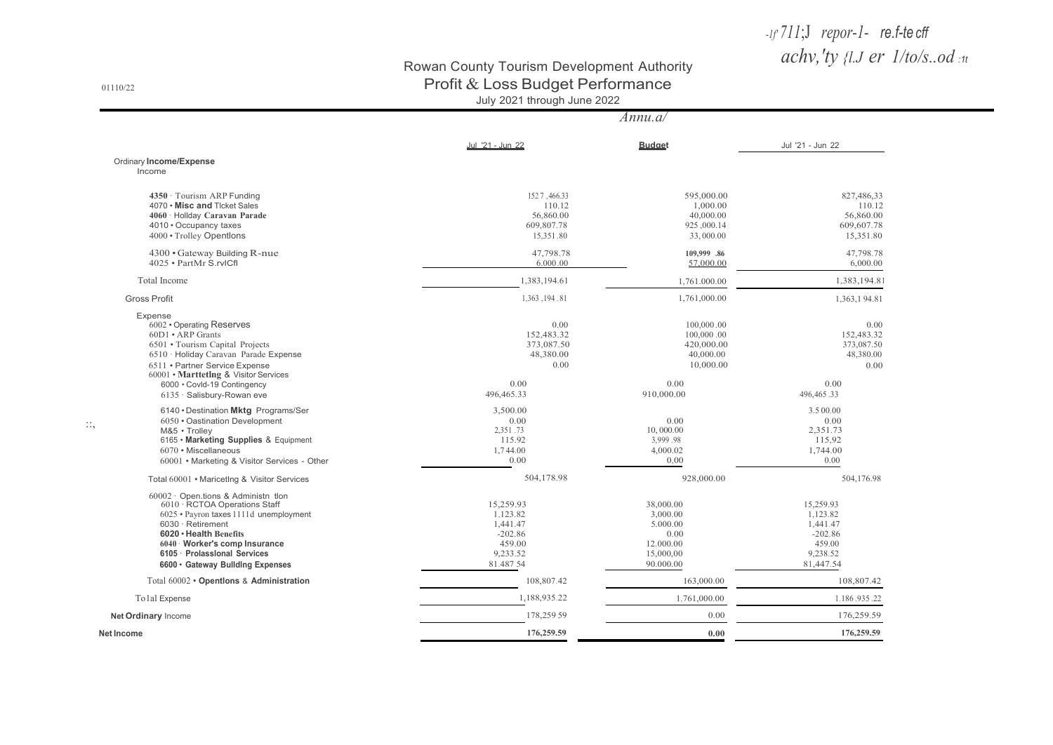*-1f 711;J repor-1- re.f-te cff achv,'ty {l.J er 1/to/s..od :1t*

01110/22

# Rowan County Tourism Development Authority

## Profit & Loss Budget Performance

July 2021 through June 2022

| | Jul '21 - Jun 22 | *Annu.a/* **Budget** | Jul '21 - Jun 22 |
|---|---|---|---|
| Ordinary **Income/Expense** | | | |
| Income | | | |
| **4350** · Tourism ARP Funding | 1527 ,466.33 | 595,000.00 | 827,486,33 |
| 4070 • **Misc and** Tlcket Sales | 110.12 | 1,000.00 | 110.12 |
| **4060** · Hollday **Caravan Parade** | 56,860.00 | 40,000.00 | 56,860.00 |
| 4010 • Occupancy taxes | 609,807.78 | 925 ,000.14 | 609,607.78 |
| 4000 • Trolley Opentlons | 15,351.80 | 33,000.00 | 15,351.80 |
| 4300 • Gateway Building R-nue | 47,798.78 | **109,999 .86** | 47,798.78 |
| 4025 • PartMr S.rvlCfl | 6.000.00 | 57,000.00 | 6,000.00 |
| Total Income | 1,383,194.61 | 1,761,000.00 | 1,383,194.81 |
| Gross Profit | 1,363 ,194 .81 | 1,761,000.00 | 1,363,1 94.81 |
| Expense | | | |
| 6002 • Operating Reserves | 0.00 | 100,000 .00 | 0.00 |
| 60D1 • ARP Grants | 152,483.32 | 100,000 .00 | 152,483.32 |
| 6501 • Tourism Capital Projects | 373,087.50 | 420,000.00 | 373,087.50 |
| 6510 · Holiday Caravan Parade Expense | 48,380.00 | 40,000.00 | 48,380.00 |
| 6511 • Partner Service Expense | 0.00 | 10,000.00 | 0.00 |
| 60001 • **Martteting** & Visitor Services | | | |
| 6000 • Covld-19 Contingency | 0.00 | 0.00 | 0.00 |
| 6135 · Salisbury-Rowan eve | 496,465.33 | 910,000.00 | 496,465 .33 |
| 6140 • Destination **Mktg** Programs/Ser | 3,500.00 | | 3.5 00.00 |
| 6050 • Oastination Development | 0.00 | 0.00 | 0.00 |
| M&5 • Trolley | 2,351 .73 | 10, 000.00 | 2,351.73 |
| 6165 • **Marketing Supplies** & Equipment | 115.92 | 3,999 .98 | 115.92 |
| 6070 • Miscellaneous | 1,7 44.00 | 4,000.02 | 1,744.00 |
| 60001 • Marketing & Visitor Services - Other | 0.00 | 0.00 | 0.00 |
| Total 60001 • Mariceting & Visitor Services | 504,178.98 | 928,000.00 | 504,176.98 |
| 60002 · Open.tions & Administn tlon | | | |
| 6010 · RCTOA Operations Staff | 15,259.93 | 38,000.00 | 15,259.93 |
| 6025 • Payron taxes 1111d unemployment | 1,123.82 | 3,000.00 | 1,123.82 |
| 6030 · Retirement | 1,441.47 | 5.000.00 | 1,441.47 |
| **6020 • Health Benefits** | -202.86 | 0.00 | -202.86 |
| **6040** · **Worker's comp Insurance** | 459.00 | 12.000.00 | 459.00 |
| **6105** · **Prolasslonal Services** | 9,233.52 | 15,000,00 | 9,238.52 |
| **6600 • Gateway Bullding Expenses** | 81.487 54 | 90.000.00 | 81,447.54 |
| Total 60002 • **Opentlons** & **Administration** | 108,807.42 | 163,000.00 | 108,807.42 |
| To1al Expense | 1,188,935.22 | 1,761,000.00 | 1.186 .935 .22 |
| **Net Ordinary** Income | 178,259 59 | 0.00 | 176,259.59 |
| **Net Income** | **176,259.59** | **0.00** | **176,259.59** |